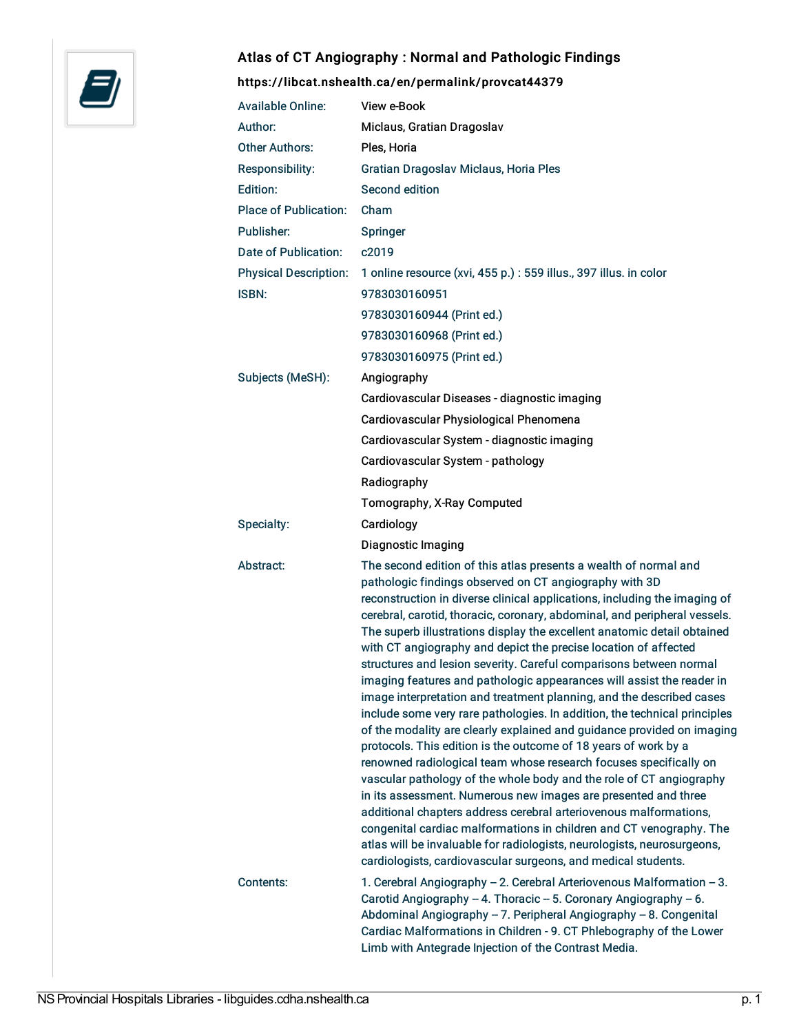## Atlas of CT Angiography : Normal and Pathologic Findings

**https://libcat.nshealth.ca/en/permalink/provcat44379**

| | |
|---|---|
| Available Online: | View e-Book |
| Author: | Miclaus, Gratian Dragoslav |
| Other Authors: | Ples, Horia |
| Responsibility: | Gratian Dragoslav Miclaus, Horia Ples |
| Edition: | Second edition |
| Place of Publication: | Cham |
| Publisher: | Springer |
| Date of Publication: | c2019 |
| Physical Description: | 1 online resource (xvi, 455 p.) : 559 illus., 397 illus. in color |
| ISBN: | 9783030160951 |
| | 9783030160944 (Print ed.) |
| | 9783030160968 (Print ed.) |
| | 9783030160975 (Print ed.) |
| Subjects (MeSH): | Angiography |
| | Cardiovascular Diseases - diagnostic imaging |
| | Cardiovascular Physiological Phenomena |
| | Cardiovascular System - diagnostic imaging |
| | Cardiovascular System - pathology |
| | Radiography |
| | Tomography, X-Ray Computed |
| Specialty: | Cardiology |
| | Diagnostic Imaging |
| Abstract: | The second edition of this atlas presents a wealth of normal and pathologic findings observed on CT angiography with 3D reconstruction in diverse clinical applications, including the imaging of cerebral, carotid, thoracic, coronary, abdominal, and peripheral vessels. The superb illustrations display the excellent anatomic detail obtained with CT angiography and depict the precise location of affected structures and lesion severity. Careful comparisons between normal imaging features and pathologic appearances will assist the reader in image interpretation and treatment planning, and the described cases include some very rare pathologies. In addition, the technical principles of the modality are clearly explained and guidance provided on imaging protocols. This edition is the outcome of 18 years of work by a renowned radiological team whose research focuses specifically on vascular pathology of the whole body and the role of CT angiography in its assessment. Numerous new images are presented and three additional chapters address cerebral arteriovenous malformations, congenital cardiac malformations in children and CT venography. The atlas will be invaluable for radiologists, neurologists, neurosurgeons, cardiologists, cardiovascular surgeons, and medical students. |
| Contents: | 1. Cerebral Angiography -- 2. Cerebral Arteriovenous Malformation -- 3. Carotid Angiography -- 4. Thoracic -- 5. Coronary Angiography -- 6. Abdominal Angiography -- 7. Peripheral Angiography -- 8. Congenital Cardiac Malformations in Children - 9. CT Phlebography of the Lower Limb with Antegrade Injection of the Contrast Media. |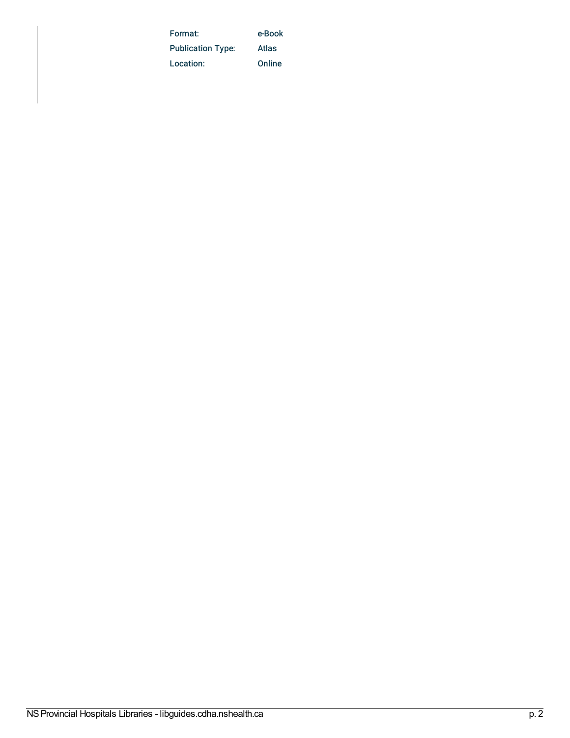| | |
|---|---|
| Format: | e-Book |
| Publication Type: | Atlas |
| Location: | Online |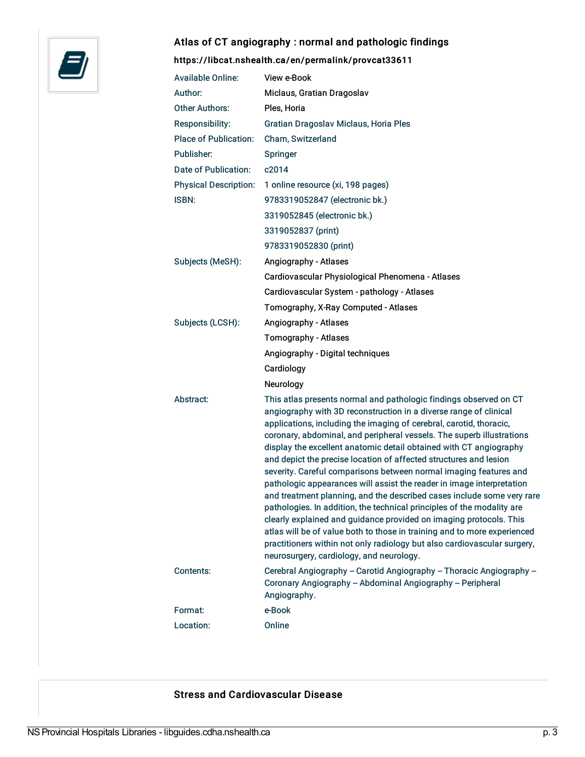## Atlas of CT angiography : normal and pathologic findings

**https://libcat.nshealth.ca/en/permalink/provcat33611**

| | |
|---|---|
| Available Online: | View e-Book |
| Author: | Miclaus, Gratian Dragoslav |
| Other Authors: | Ples, Horia |
| Responsibility: | Gratian Dragoslav Miclaus, Horia Ples |
| Place of Publication: | Cham, Switzerland |
| Publisher: | Springer |
| Date of Publication: | c2014 |
| Physical Description: | 1 online resource (xi, 198 pages) |
| ISBN: | 9783319052847 (electronic bk.)<br>3319052845 (electronic bk.)<br>3319052837 (print)<br>9783319052830 (print) |
| Subjects (MeSH): | Angiography - Atlases<br>Cardiovascular Physiological Phenomena - Atlases<br>Cardiovascular System - pathology - Atlases<br>Tomography, X-Ray Computed - Atlases |
| Subjects (LCSH): | Angiography - Atlases<br>Tomography - Atlases<br>Angiography - Digital techniques<br>Cardiology<br>Neurology |
| Abstract: | This atlas presents normal and pathologic findings observed on CT angiography with 3D reconstruction in a diverse range of clinical applications, including the imaging of cerebral, carotid, thoracic, coronary, abdominal, and peripheral vessels. The superb illustrations display the excellent anatomic detail obtained with CT angiography and depict the precise location of affected structures and lesion severity. Careful comparisons between normal imaging features and pathologic appearances will assist the reader in image interpretation and treatment planning, and the described cases include some very rare pathologies. In addition, the technical principles of the modality are clearly explained and guidance provided on imaging protocols. This atlas will be of value both to those in training and to more experienced practitioners within not only radiology but also cardiovascular surgery, neurosurgery, cardiology, and neurology. |
| Contents: | Cerebral Angiography -- Carotid Angiography -- Thoracic Angiography -- Coronary Angiography -- Abdominal Angiography -- Peripheral Angiography. |
| Format: | e-Book |
| Location: | Online |

## Stress and Cardiovascular Disease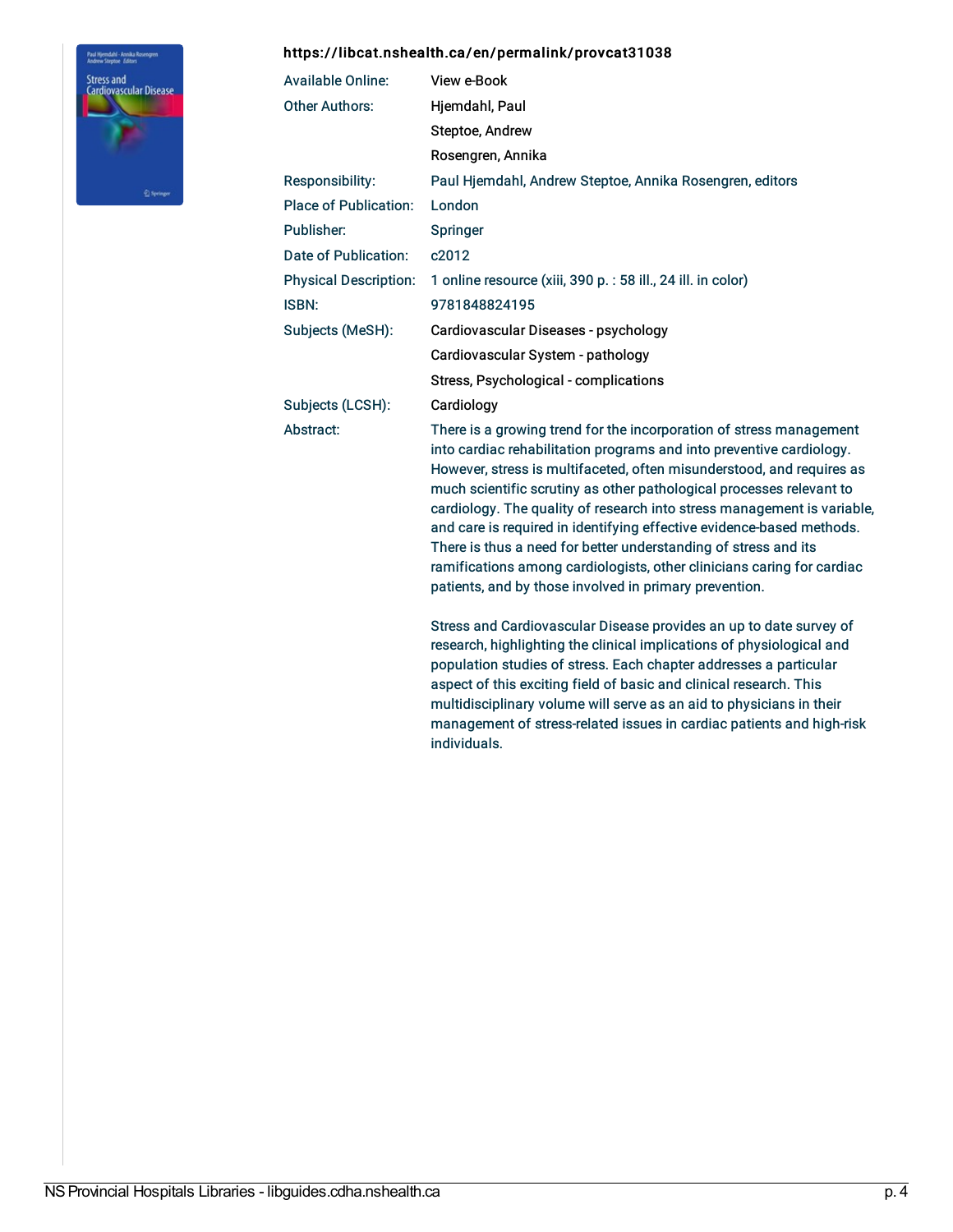**https://libcat.nshealth.ca/en/permalink/provcat31038**

| | |
|---|---|
| Available Online: | View e-Book |
| Other Authors: | Hjemdahl, Paul |
| | Steptoe, Andrew |
| | Rosengren, Annika |
| Responsibility: | Paul Hjemdahl, Andrew Steptoe, Annika Rosengren, editors |
| Place of Publication: | London |
| Publisher: | Springer |
| Date of Publication: | c2012 |
| Physical Description: | 1 online resource (xiii, 390 p. : 58 ill., 24 ill. in color) |
| ISBN: | 9781848824195 |
| Subjects (MeSH): | Cardiovascular Diseases - psychology |
| | Cardiovascular System - pathology |
| | Stress, Psychological - complications |
| Subjects (LCSH): | Cardiology |
| Abstract: | There is a growing trend for the incorporation of stress management into cardiac rehabilitation programs and into preventive cardiology. However, stress is multifaceted, often misunderstood, and requires as much scientific scrutiny as other pathological processes relevant to cardiology. The quality of research into stress management is variable, and care is required in identifying effective evidence-based methods. There is thus a need for better understanding of stress and its ramifications among cardiologists, other clinicians caring for cardiac patients, and by those involved in primary prevention. |

Stress and Cardiovascular Disease provides an up to date survey of research, highlighting the clinical implications of physiological and population studies of stress. Each chapter addresses a particular aspect of this exciting field of basic and clinical research. This multidisciplinary volume will serve as an aid to physicians in their management of stress-related issues in cardiac patients and high-risk individuals.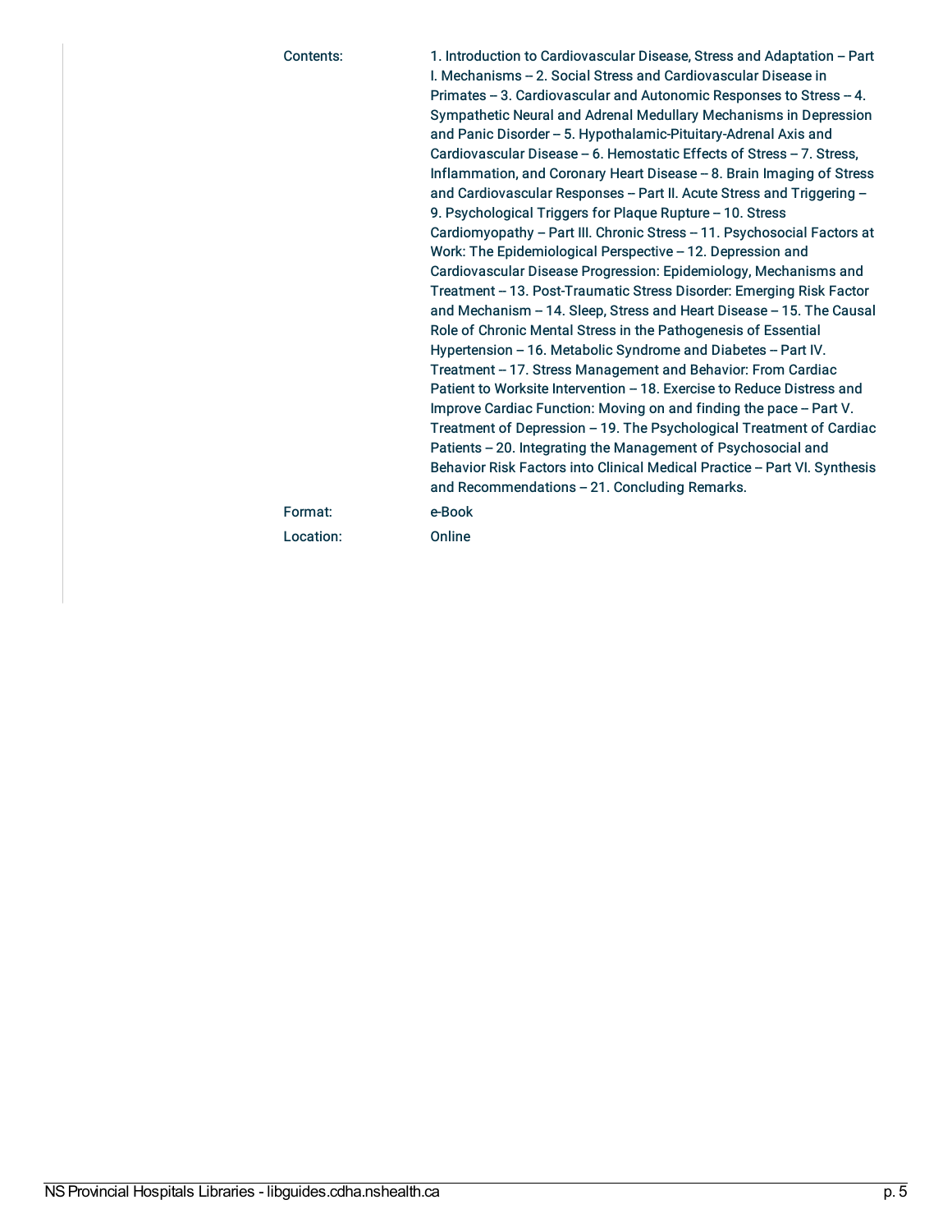| | |
|---|---|
| Contents: | 1. Introduction to Cardiovascular Disease, Stress and Adaptation -- Part I. Mechanisms -- 2. Social Stress and Cardiovascular Disease in Primates -- 3. Cardiovascular and Autonomic Responses to Stress -- 4. Sympathetic Neural and Adrenal Medullary Mechanisms in Depression and Panic Disorder -- 5. Hypothalamic-Pituitary-Adrenal Axis and Cardiovascular Disease -- 6. Hemostatic Effects of Stress -- 7. Stress, Inflammation, and Coronary Heart Disease -- 8. Brain Imaging of Stress and Cardiovascular Responses -- Part II. Acute Stress and Triggering -- 9. Psychological Triggers for Plaque Rupture -- 10. Stress Cardiomyopathy -- Part III. Chronic Stress -- 11. Psychosocial Factors at Work: The Epidemiological Perspective -- 12. Depression and Cardiovascular Disease Progression: Epidemiology, Mechanisms and Treatment -- 13. Post-Traumatic Stress Disorder: Emerging Risk Factor and Mechanism -- 14. Sleep, Stress and Heart Disease -- 15. The Causal Role of Chronic Mental Stress in the Pathogenesis of Essential Hypertension -- 16. Metabolic Syndrome and Diabetes -- Part IV. Treatment -- 17. Stress Management and Behavior: From Cardiac Patient to Worksite Intervention -- 18. Exercise to Reduce Distress and Improve Cardiac Function: Moving on and finding the pace -- Part V. Treatment of Depression -- 19. The Psychological Treatment of Cardiac Patients -- 20. Integrating the Management of Psychosocial and Behavior Risk Factors into Clinical Medical Practice -- Part VI. Synthesis and Recommendations -- 21. Concluding Remarks. |
| Format: | e-Book |
| Location: | Online |